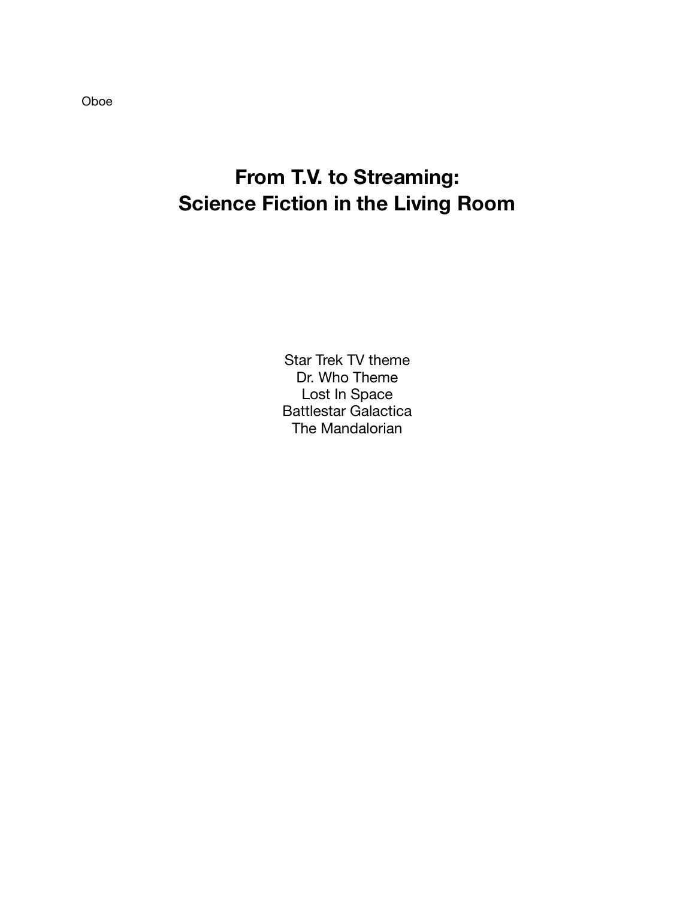Oboe

# From T.V. to Streaming:
# Science Fiction in the Living Room

Star Trek TV theme
Dr. Who Theme
Lost In Space
Battlestar Galactica
The Mandalorian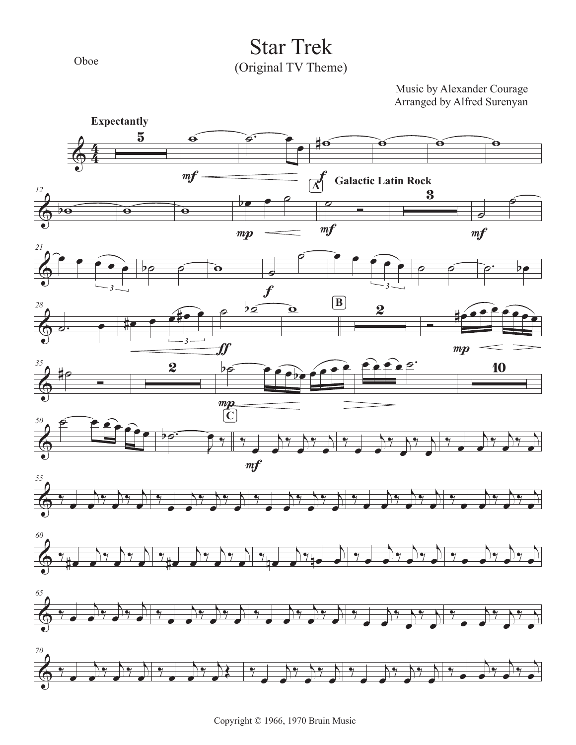Oboe

# Star Trek

(Original TV Theme)

Music by Alexander Courage
Arranged by Alfred Surenyan

Copyright © 1966, 1970 Bruin Music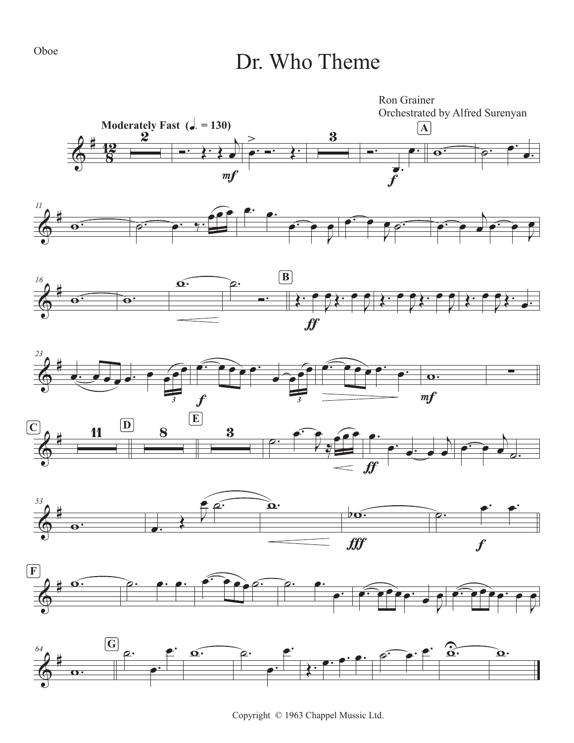Oboe

# Dr. Who Theme

Ron Grainer
Orchestrated by Alfred Surenyan

Moderately Fast (♩. = 130)

Copyright © 1963 Chappel Music Ltd.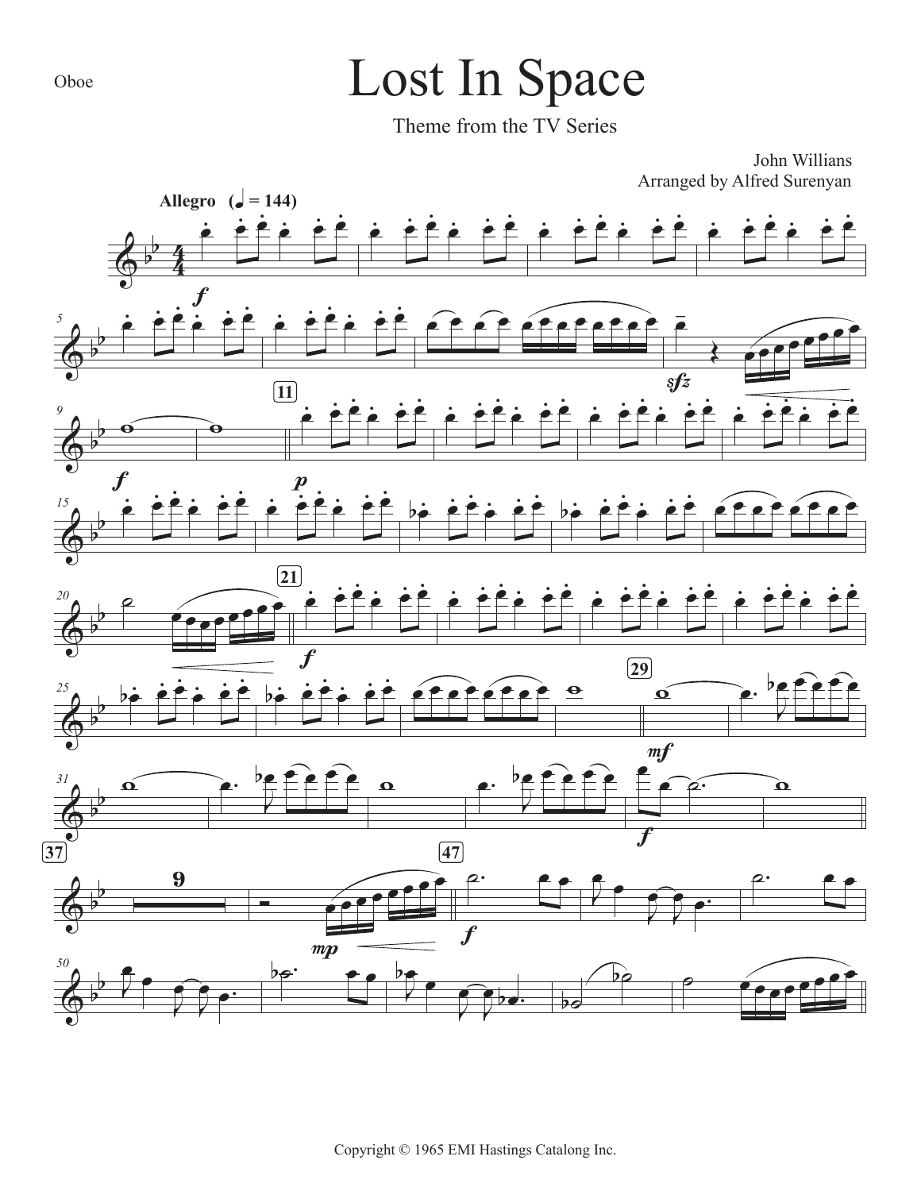Oboe

# Lost In Space

Theme from the TV Series

John Willians
Arranged by Alfred Surenyan

Allegro (♩ = 144)

Copyright © 1965 EMI Hastings Catalong Inc.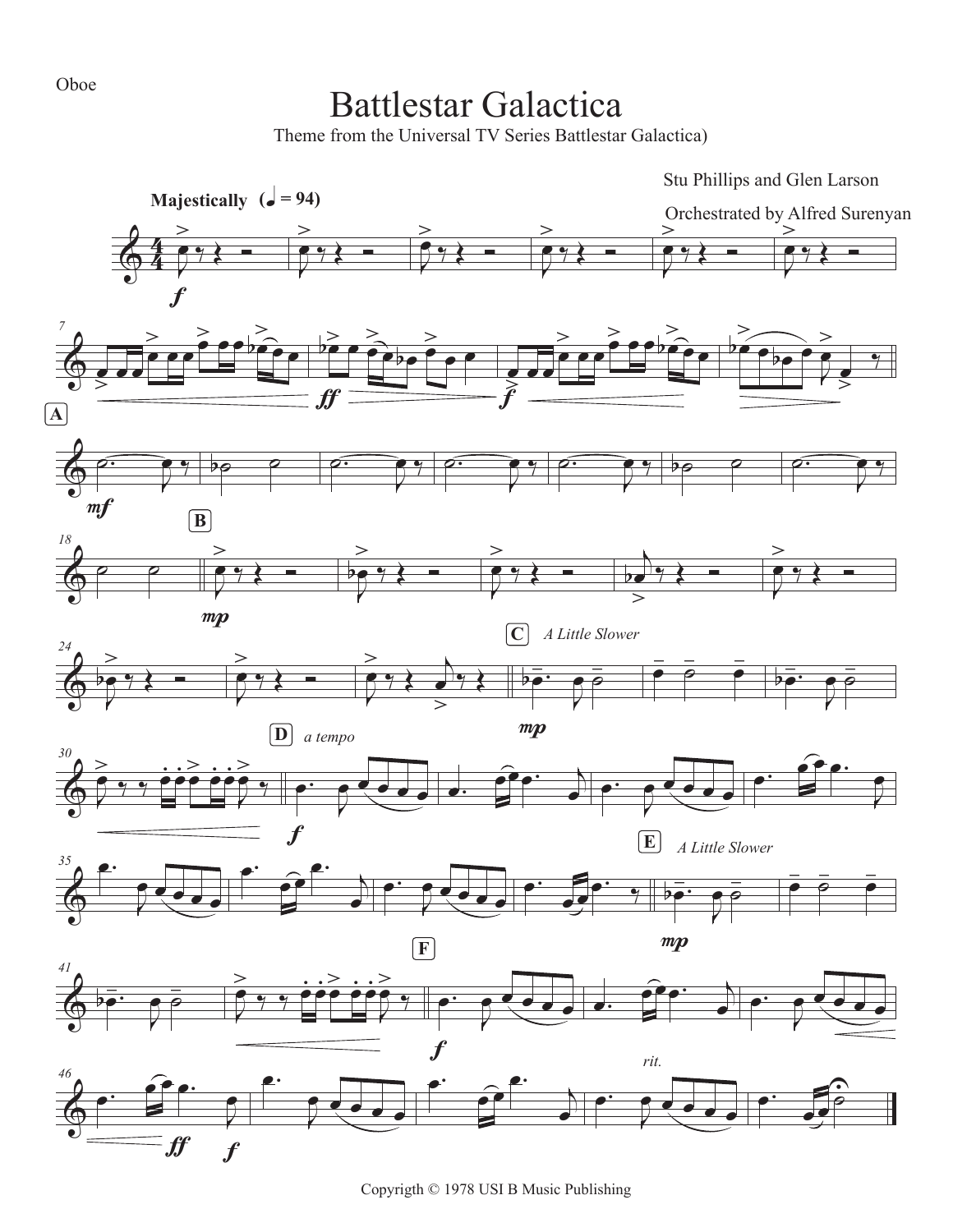Oboe

# Battlestar Galactica

Theme from the Universal TV Series Battlestar Galactica)

Stu Phillips and Glen Larson

Orchestrated by Alfred Surenyan

**Majestically** (♩ = 94)

Copyrigth © 1978 USI B Music Publishing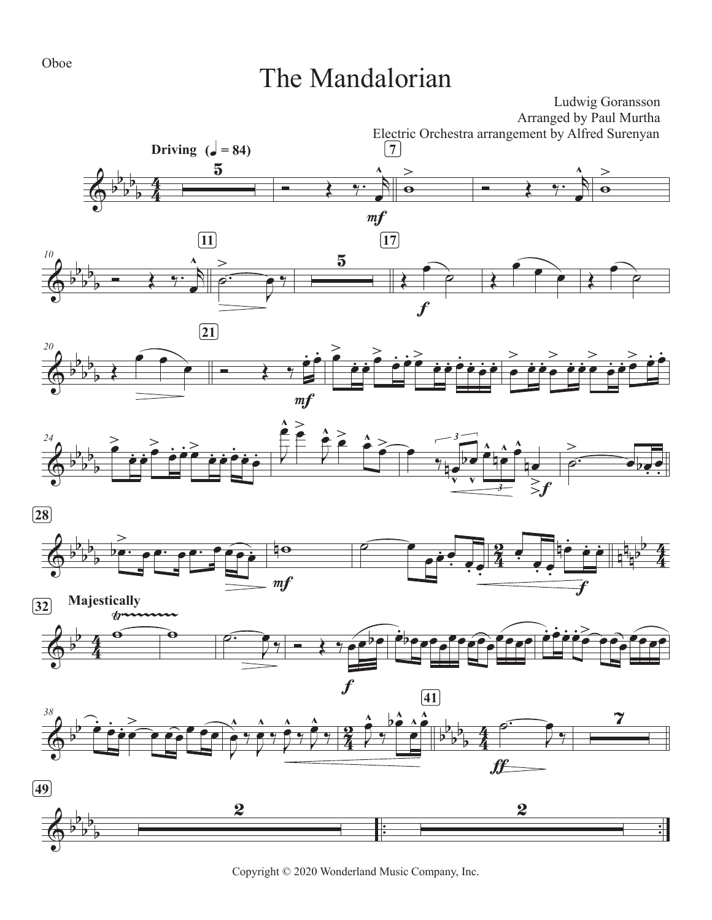Oboe

# The Mandalorian

Ludwig Goransson
Arranged by Paul Murtha
Electric Orchestra arrangement by Alfred Surenyan

Copyright © 2020 Wonderland Music Company, Inc.